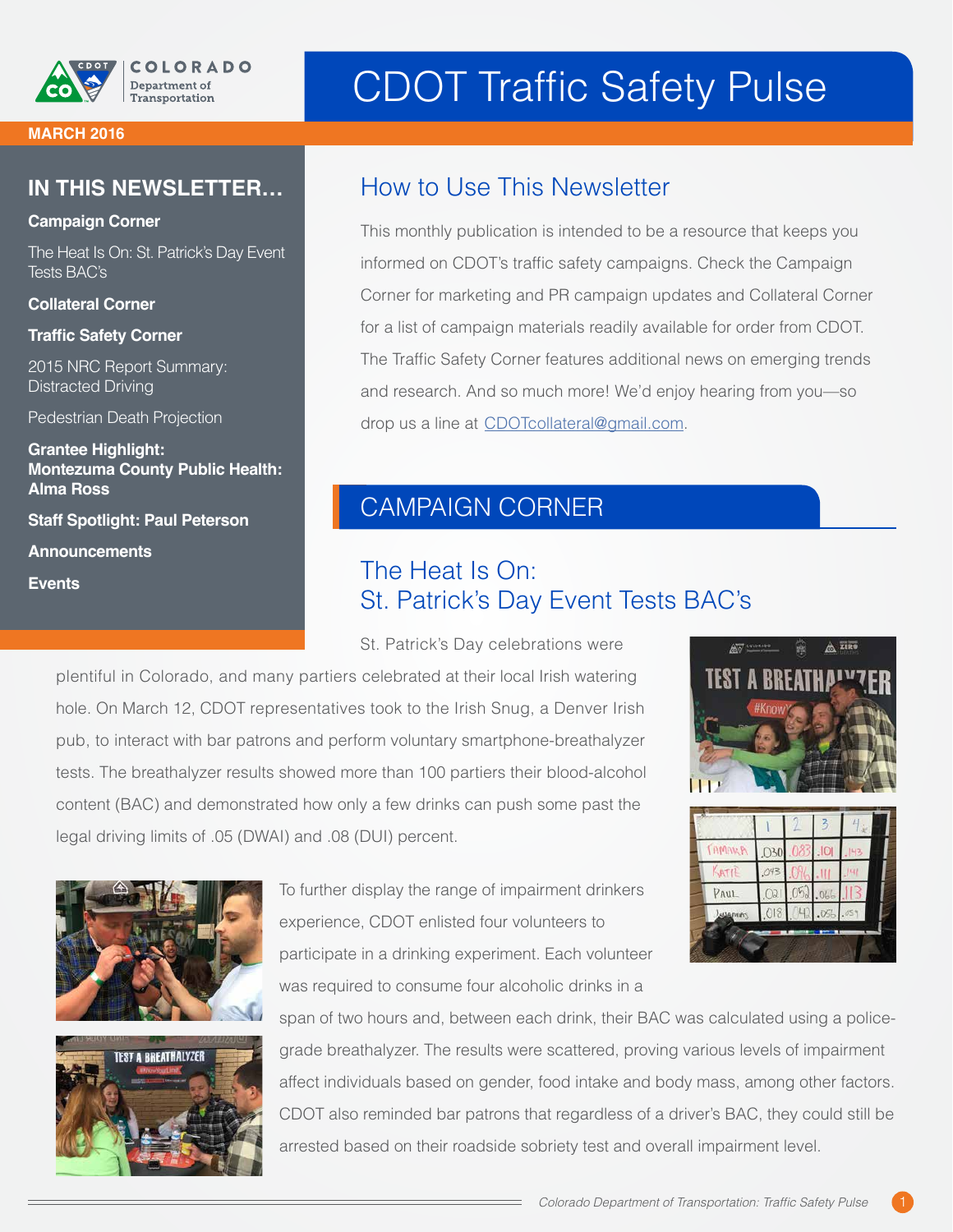# CDOT Traffic Safety Pulse

**MARCH 2016**

## IN THIS NEWSLETTER…

**Campaign Corner**

The Heat Is On: St. Patrick's Day Event Tests BAC's

**Collateral Corner**

**Traffic Safety Corner**

2015 NRC Report Summary: Distracted Driving

Pedestrian Death Projection

**Grantee Highlight: Montezuma County Public Health: Alma Ross**

**Staff Spotlight: Paul Peterson**

**Announcements**

**Events**

## How to Use This Newsletter

This monthly publication is intended to be a resource that keeps you informed on CDOT's traffic safety campaigns. Check the Campaign Corner for marketing and PR campaign updates and Collateral Corner for a list of campaign materials readily available for order from CDOT. The Traffic Safety Corner features additional news on emerging trends and research. And so much more! We'd enjoy hearing from you—so drop us a line at CDOTcollateral@gmail.com.

## CAMPAIGN CORNER

### The Heat Is On: St. Patrick's Day Event Tests BAC's

St. Patrick's Day celebrations were plentiful in Colorado, and many partiers celebrated at their local Irish watering hole. On March 12, CDOT representatives took to the Irish Snug, a Denver Irish pub, to interact with bar patrons and perform voluntary smartphone-breathalyzer tests. The breathalyzer results showed more than 100 partiers their blood-alcohol content (BAC) and demonstrated how only a few drinks can push some past the legal driving limits of .05 (DWAI) and .08 (DUI) percent.

To further display the range of impairment drinkers experience, CDOT enlisted four volunteers to participate in a drinking experiment. Each volunteer was required to consume four alcoholic drinks in a span of two hours and, between each drink, their BAC was calculated using a police-grade breathalyzer. The results were scattered, proving various levels of impairment affect individuals based on gender, food intake and body mass, among other factors. CDOT also reminded bar patrons that regardless of a driver's BAC, they could still be arrested based on their roadside sobriety test and overall impairment level.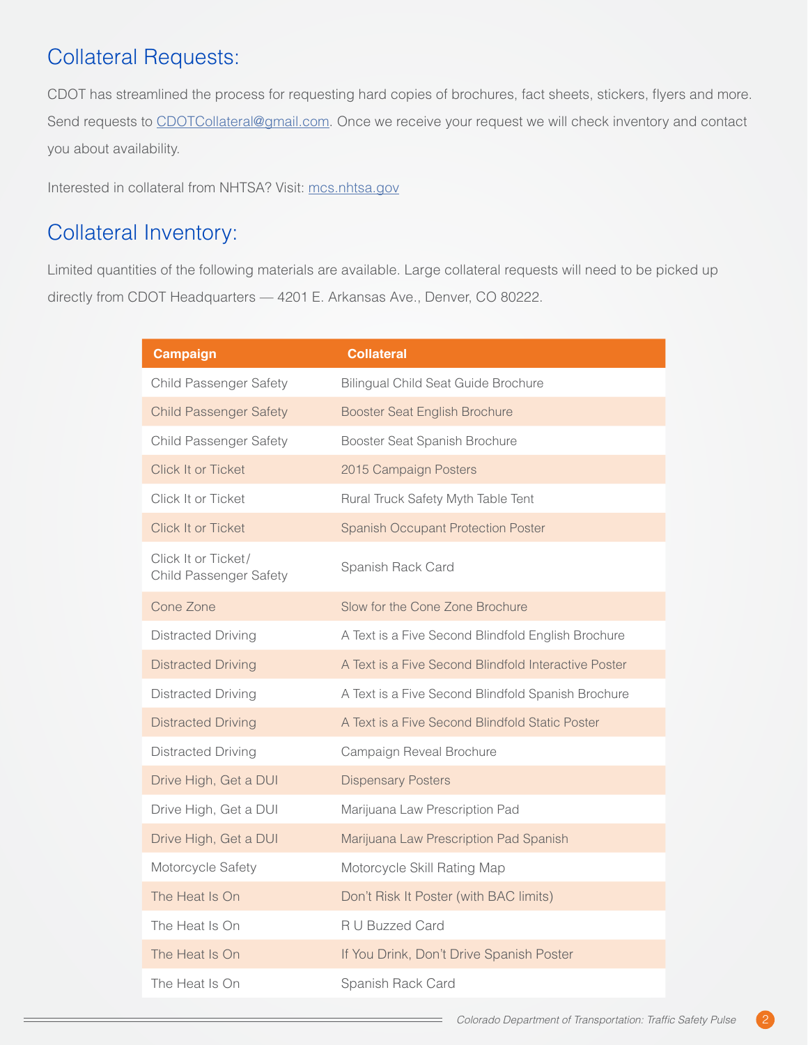## Collateral Requests:

CDOT has streamlined the process for requesting hard copies of brochures, fact sheets, stickers, flyers and more. Send requests to CDOTCollateral@gmail.com. Once we receive your request we will check inventory and contact you about availability.

Interested in collateral from NHTSA? Visit: mcs.nhtsa.gov

## Collateral Inventory:

Limited quantities of the following materials are available. Large collateral requests will need to be picked up directly from CDOT Headquarters — 4201 E. Arkansas Ave., Denver, CO 80222.

| Campaign | Collateral |
|---|---|
| Child Passenger Safety | Bilingual Child Seat Guide Brochure |
| Child Passenger Safety | Booster Seat English Brochure |
| Child Passenger Safety | Booster Seat Spanish Brochure |
| Click It or Ticket | 2015 Campaign Posters |
| Click It or Ticket | Rural Truck Safety Myth Table Tent |
| Click It or Ticket | Spanish Occupant Protection Poster |
| Click It or Ticket/ Child Passenger Safety | Spanish Rack Card |
| Cone Zone | Slow for the Cone Zone Brochure |
| Distracted Driving | A Text is a Five Second Blindfold English Brochure |
| Distracted Driving | A Text is a Five Second Blindfold Interactive Poster |
| Distracted Driving | A Text is a Five Second Blindfold Spanish Brochure |
| Distracted Driving | A Text is a Five Second Blindfold Static Poster |
| Distracted Driving | Campaign Reveal Brochure |
| Drive High, Get a DUI | Dispensary Posters |
| Drive High, Get a DUI | Marijuana Law Prescription Pad |
| Drive High, Get a DUI | Marijuana Law Prescription Pad Spanish |
| Motorcycle Safety | Motorcycle Skill Rating Map |
| The Heat Is On | Don't Risk It Poster (with BAC limits) |
| The Heat Is On | R U Buzzed Card |
| The Heat Is On | If You Drink, Don't Drive Spanish Poster |
| The Heat Is On | Spanish Rack Card |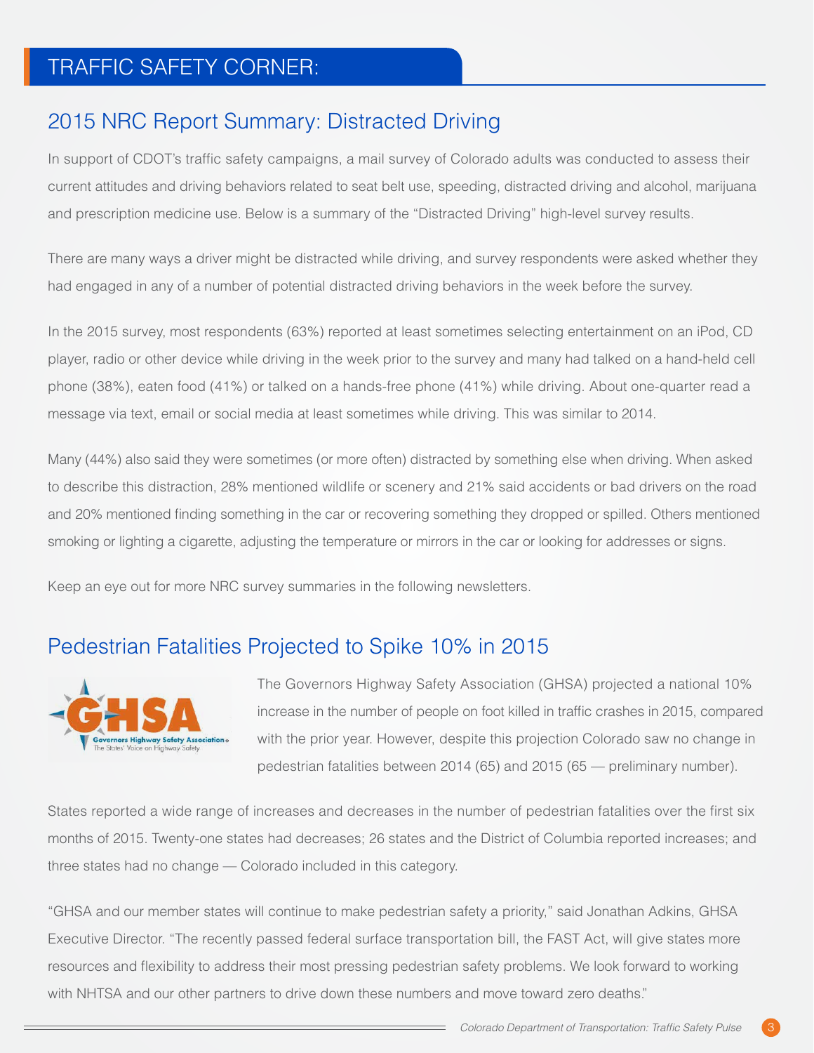# TRAFFIC SAFETY CORNER:

## 2015 NRC Report Summary: Distracted Driving

In support of CDOT's traffic safety campaigns, a mail survey of Colorado adults was conducted to assess their current attitudes and driving behaviors related to seat belt use, speeding, distracted driving and alcohol, marijuana and prescription medicine use. Below is a summary of the "Distracted Driving" high-level survey results.

There are many ways a driver might be distracted while driving, and survey respondents were asked whether they had engaged in any of a number of potential distracted driving behaviors in the week before the survey.

In the 2015 survey, most respondents (63%) reported at least sometimes selecting entertainment on an iPod, CD player, radio or other device while driving in the week prior to the survey and many had talked on a hand-held cell phone (38%), eaten food (41%) or talked on a hands-free phone (41%) while driving. About one-quarter read a message via text, email or social media at least sometimes while driving. This was similar to 2014.

Many (44%) also said they were sometimes (or more often) distracted by something else when driving. When asked to describe this distraction, 28% mentioned wildlife or scenery and 21% said accidents or bad drivers on the road and 20% mentioned finding something in the car or recovering something they dropped or spilled. Others mentioned smoking or lighting a cigarette, adjusting the temperature or mirrors in the car or looking for addresses or signs.

Keep an eye out for more NRC survey summaries in the following newsletters.

## Pedestrian Fatalities Projected to Spike 10% in 2015

The Governors Highway Safety Association (GHSA) projected a national 10% increase in the number of people on foot killed in traffic crashes in 2015, compared with the prior year. However, despite this projection Colorado saw no change in pedestrian fatalities between 2014 (65) and 2015 (65 — preliminary number).

States reported a wide range of increases and decreases in the number of pedestrian fatalities over the first six months of 2015. Twenty-one states had decreases; 26 states and the District of Columbia reported increases; and three states had no change — Colorado included in this category.

"GHSA and our member states will continue to make pedestrian safety a priority," said Jonathan Adkins, GHSA Executive Director. "The recently passed federal surface transportation bill, the FAST Act, will give states more resources and flexibility to address their most pressing pedestrian safety problems. We look forward to working with NHTSA and our other partners to drive down these numbers and move toward zero deaths."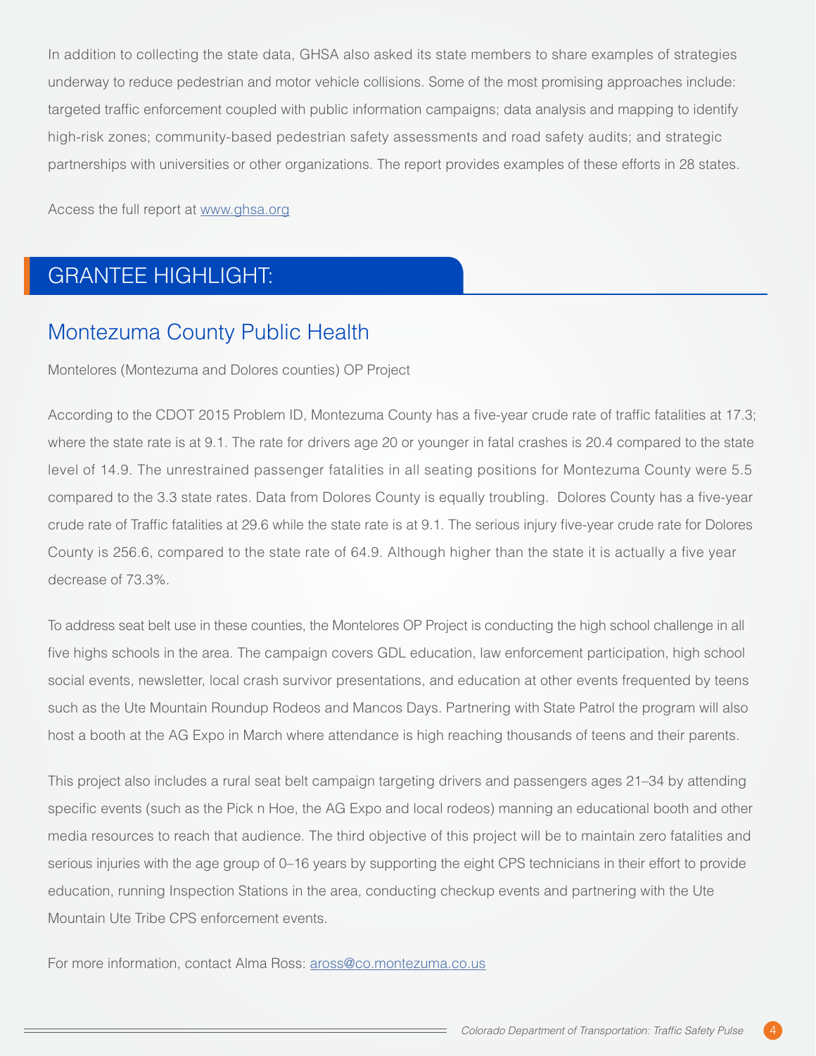In addition to collecting the state data, GHSA also asked its state members to share examples of strategies underway to reduce pedestrian and motor vehicle collisions. Some of the most promising approaches include: targeted traffic enforcement coupled with public information campaigns; data analysis and mapping to identify high-risk zones; community-based pedestrian safety assessments and road safety audits; and strategic partnerships with universities or other organizations. The report provides examples of these efforts in 28 states.

Access the full report at www.ghsa.org

## GRANTEE HIGHLIGHT:

### Montezuma County Public Health

Montelores (Montezuma and Dolores counties) OP Project

According to the CDOT 2015 Problem ID, Montezuma County has a five-year crude rate of traffic fatalities at 17.3; where the state rate is at 9.1. The rate for drivers age 20 or younger in fatal crashes is 20.4 compared to the state level of 14.9. The unrestrained passenger fatalities in all seating positions for Montezuma County were 5.5 compared to the 3.3 state rates. Data from Dolores County is equally troubling. Dolores County has a five-year crude rate of Traffic fatalities at 29.6 while the state rate is at 9.1. The serious injury five-year crude rate for Dolores County is 256.6, compared to the state rate of 64.9. Although higher than the state it is actually a five year decrease of 73.3%.

To address seat belt use in these counties, the Montelores OP Project is conducting the high school challenge in all five highs schools in the area. The campaign covers GDL education, law enforcement participation, high school social events, newsletter, local crash survivor presentations, and education at other events frequented by teens such as the Ute Mountain Roundup Rodeos and Mancos Days. Partnering with State Patrol the program will also host a booth at the AG Expo in March where attendance is high reaching thousands of teens and their parents.

This project also includes a rural seat belt campaign targeting drivers and passengers ages 21–34 by attending specific events (such as the Pick n Hoe, the AG Expo and local rodeos) manning an educational booth and other media resources to reach that audience. The third objective of this project will be to maintain zero fatalities and serious injuries with the age group of 0–16 years by supporting the eight CPS technicians in their effort to provide education, running Inspection Stations in the area, conducting checkup events and partnering with the Ute Mountain Ute Tribe CPS enforcement events.

For more information, contact Alma Ross: aross@co.montezuma.co.us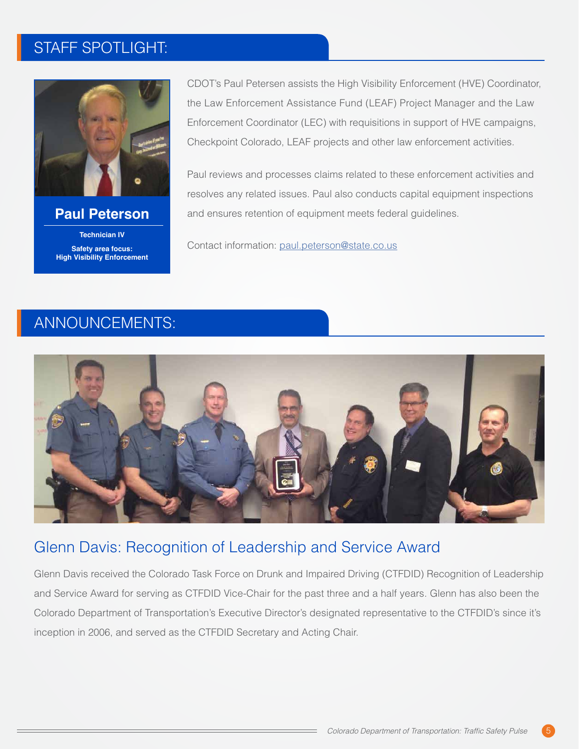## STAFF SPOTLIGHT:

**Paul Peterson**

**Technician IV**

**Safety area focus:**
**High Visibility Enforcement**

CDOT's Paul Petersen assists the High Visibility Enforcement (HVE) Coordinator, the Law Enforcement Assistance Fund (LEAF) Project Manager and the Law Enforcement Coordinator (LEC) with requisitions in support of HVE campaigns, Checkpoint Colorado, LEAF projects and other law enforcement activities.

Paul reviews and processes claims related to these enforcement activities and resolves any related issues. Paul also conducts capital equipment inspections and ensures retention of equipment meets federal guidelines.

Contact information: paul.peterson@state.co.us

## ANNOUNCEMENTS:

### Glenn Davis: Recognition of Leadership and Service Award

Glenn Davis received the Colorado Task Force on Drunk and Impaired Driving (CTFDID) Recognition of Leadership and Service Award for serving as CTFDID Vice-Chair for the past three and a half years. Glenn has also been the Colorado Department of Transportation's Executive Director's designated representative to the CTFDID's since it's inception in 2006, and served as the CTFDID Secretary and Acting Chair.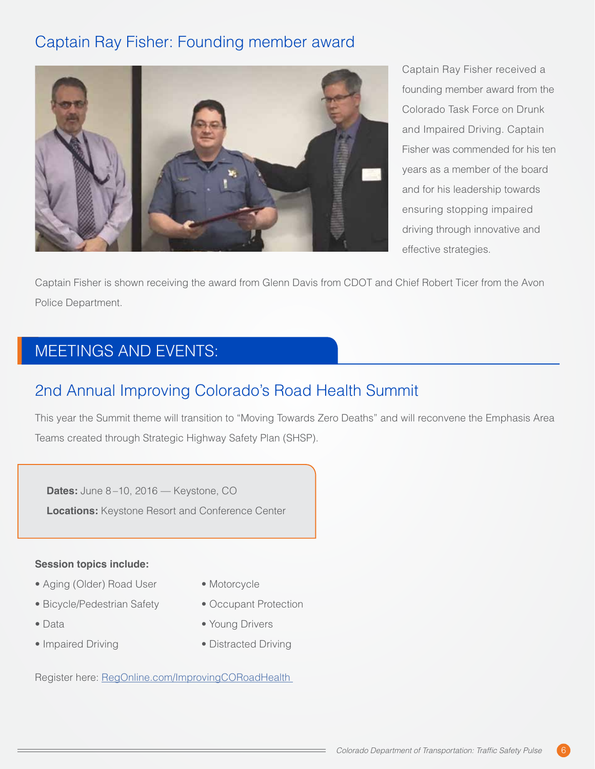## Captain Ray Fisher: Founding member award

Captain Ray Fisher received a founding member award from the Colorado Task Force on Drunk and Impaired Driving. Captain Fisher was commended for his ten years as a member of the board and for his leadership towards ensuring stopping impaired driving through innovative and effective strategies.

Captain Fisher is shown receiving the award from Glenn Davis from CDOT and Chief Robert Ticer from the Avon Police Department.

# MEETINGS AND EVENTS:

## 2nd Annual Improving Colorado's Road Health Summit

This year the Summit theme will transition to "Moving Towards Zero Deaths" and will reconvene the Emphasis Area Teams created through Strategic Highway Safety Plan (SHSP).

**Dates:** June 8–10, 2016 — Keystone, CO

**Locations:** Keystone Resort and Conference Center

**Session topics include:**

- Aging (Older) Road User
- Bicycle/Pedestrian Safety
- Data
- Impaired Driving
- Motorcycle
- Occupant Protection
- Young Drivers
- Distracted Driving

Register here: [RegOnline.com/ImprovingCORoadHealth](RegOnline.com/ImprovingCORoadHealth)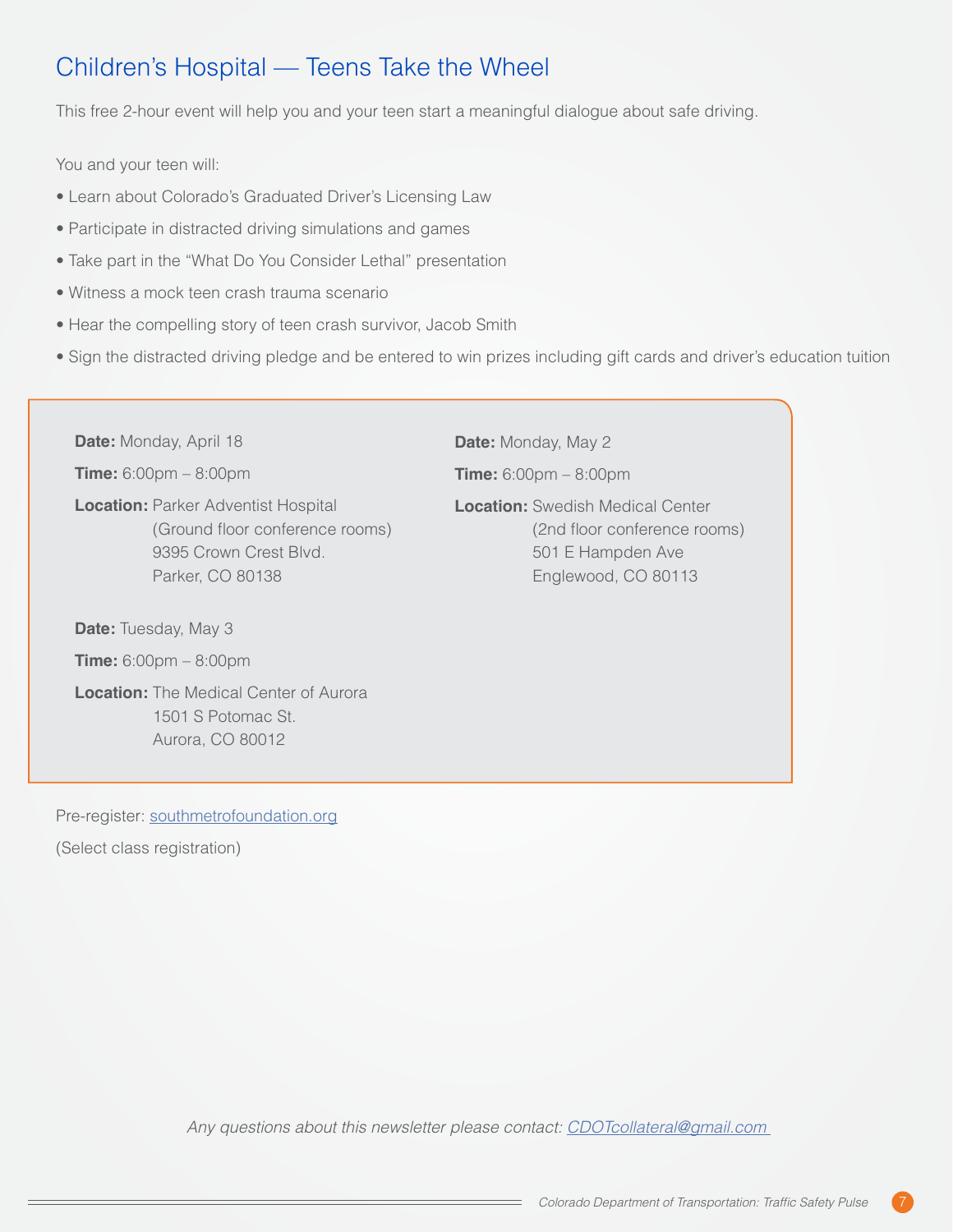## Children's Hospital — Teens Take the Wheel

This free 2-hour event will help you and your teen start a meaningful dialogue about safe driving.

You and your teen will:

- Learn about Colorado's Graduated Driver's Licensing Law
- Participate in distracted driving simulations and games
- Take part in the "What Do You Consider Lethal" presentation
- Witness a mock teen crash trauma scenario
- Hear the compelling story of teen crash survivor, Jacob Smith
- Sign the distracted driving pledge and be entered to win prizes including gift cards and driver's education tuition

**Date:** Monday, April 18

**Time:** 6:00pm – 8:00pm

**Location:** Parker Adventist Hospital
(Ground floor conference rooms)
9395 Crown Crest Blvd.
Parker, CO 80138

**Date:** Tuesday, May 3

**Time:** 6:00pm – 8:00pm

**Location:** The Medical Center of Aurora
1501 S Potomac St.
Aurora, CO 80012

**Date:** Monday, May 2

**Time:** 6:00pm – 8:00pm

**Location:** Swedish Medical Center
(2nd floor conference rooms)
501 E Hampden Ave
Englewood, CO 80113

Pre-register: southmetrofoundation.org

(Select class registration)

*Any questions about this newsletter please contact: CDOTcollateral@gmail.com*